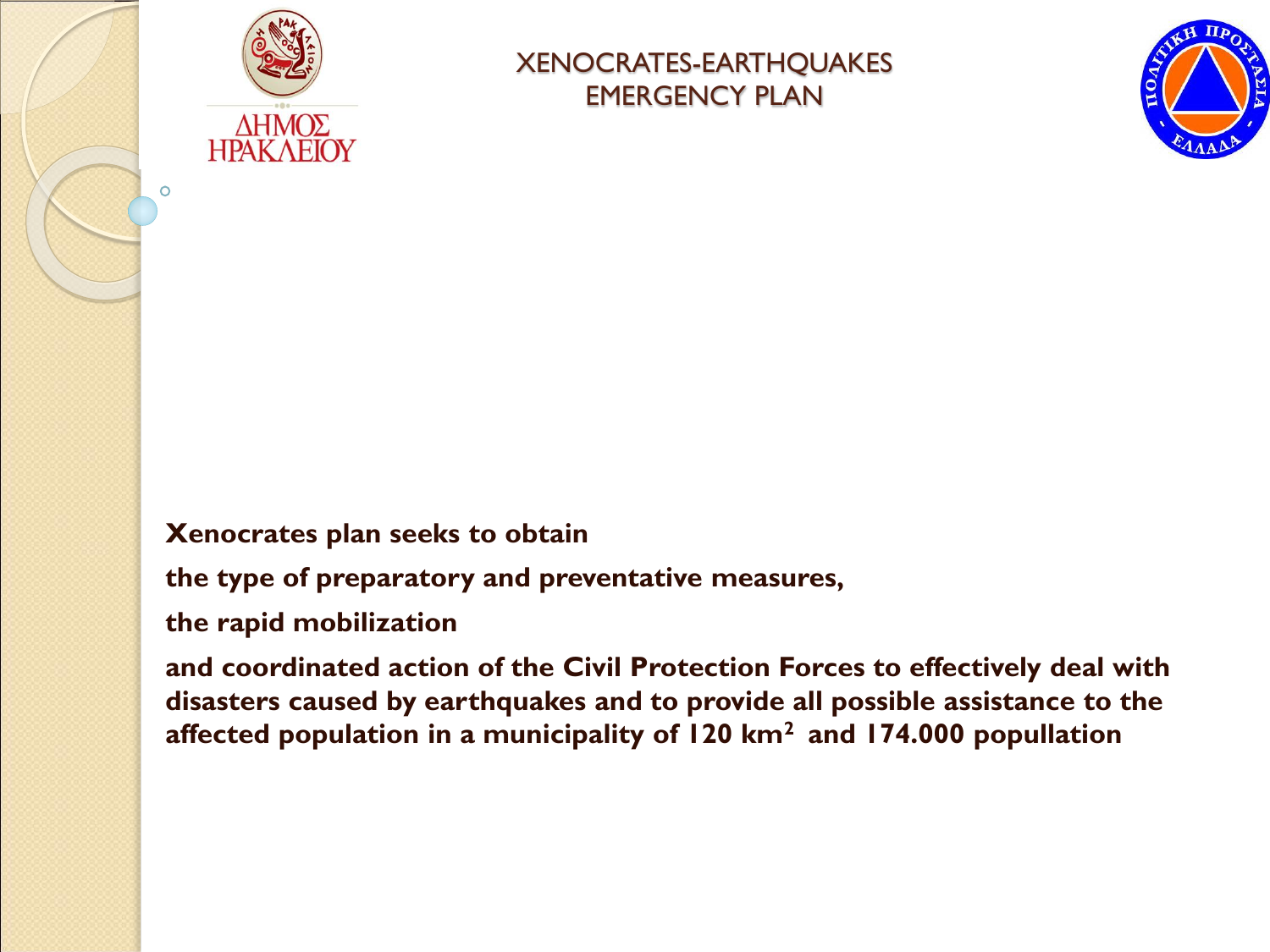# XENOCRATES-EARTHQUAKES EMERGENCY PLAN

**Xenocrates plan seeks to obtain**

**the type of preparatory and preventative measures,**

**the rapid mobilization**

**and coordinated action of the Civil Protection Forces to effectively deal with disasters caused by earthquakes and to provide all possible assistance to the affected population in a municipality of 120 km$^2$ and 174.000 popullation**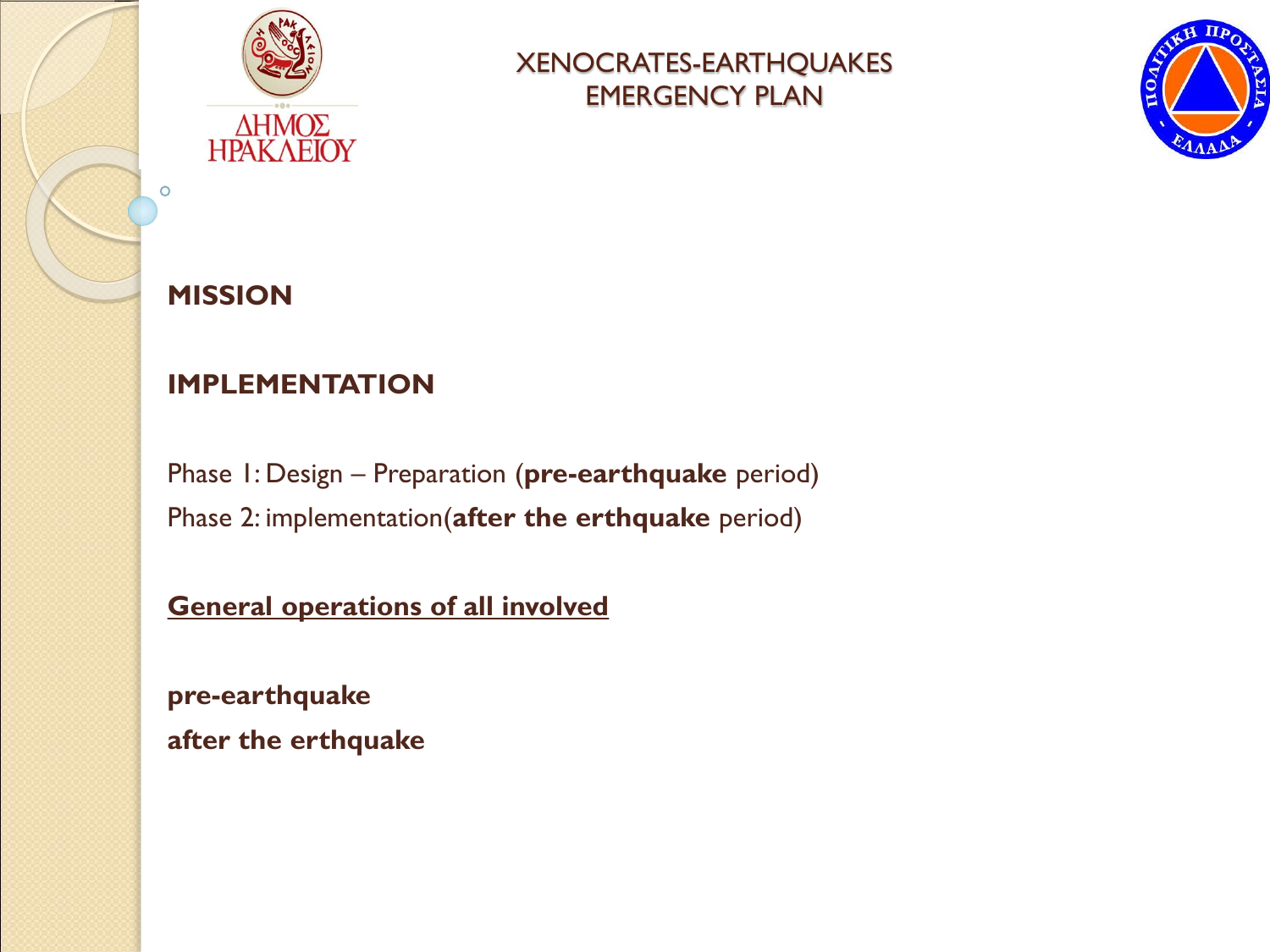# XENOCRATES-EARTHQUAKES EMERGENCY PLAN

**MISSION**

**IMPLEMENTATION**

Phase 1: Design – Preparation (**pre-earthquake** period)

Phase 2: implementation(**after the erthquake** period)

**<u>General operations of all involved</u>**

**pre-earthquake**

**after the erthquake**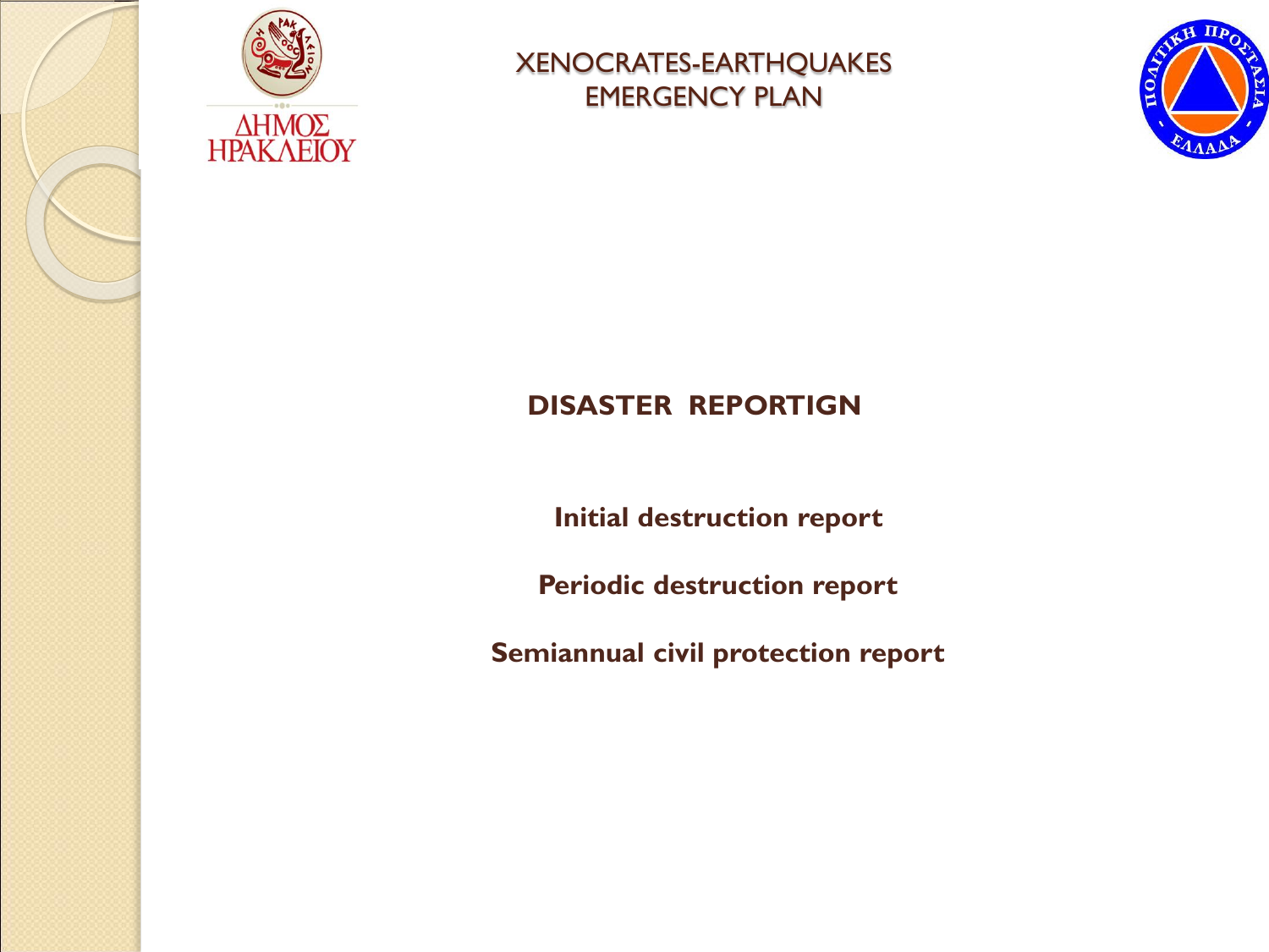XENOCRATES-EARTHQUAKES
EMERGENCY PLAN

## DISASTER REPORTIGN

**Initial destruction report**

**Periodic destruction report**

**Semiannual civil protection report**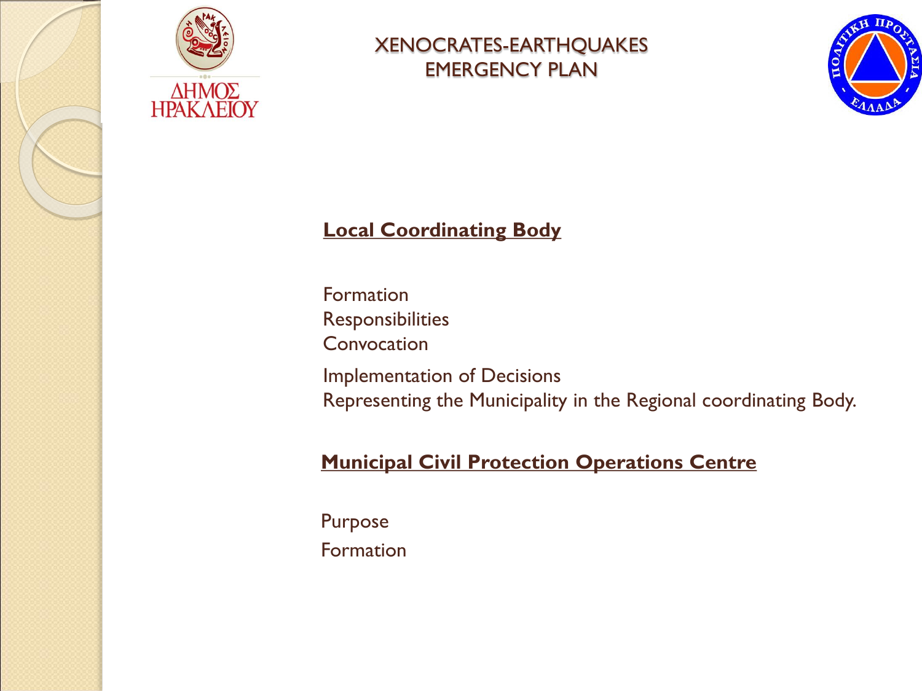## Local Coordinating Body

Formation
Responsibilities
Convocation

Implementation of Decisions
Representing the Municipality in the Regional coordinating Body.

## Municipal Civil Protection Operations Centre

Purpose

Formation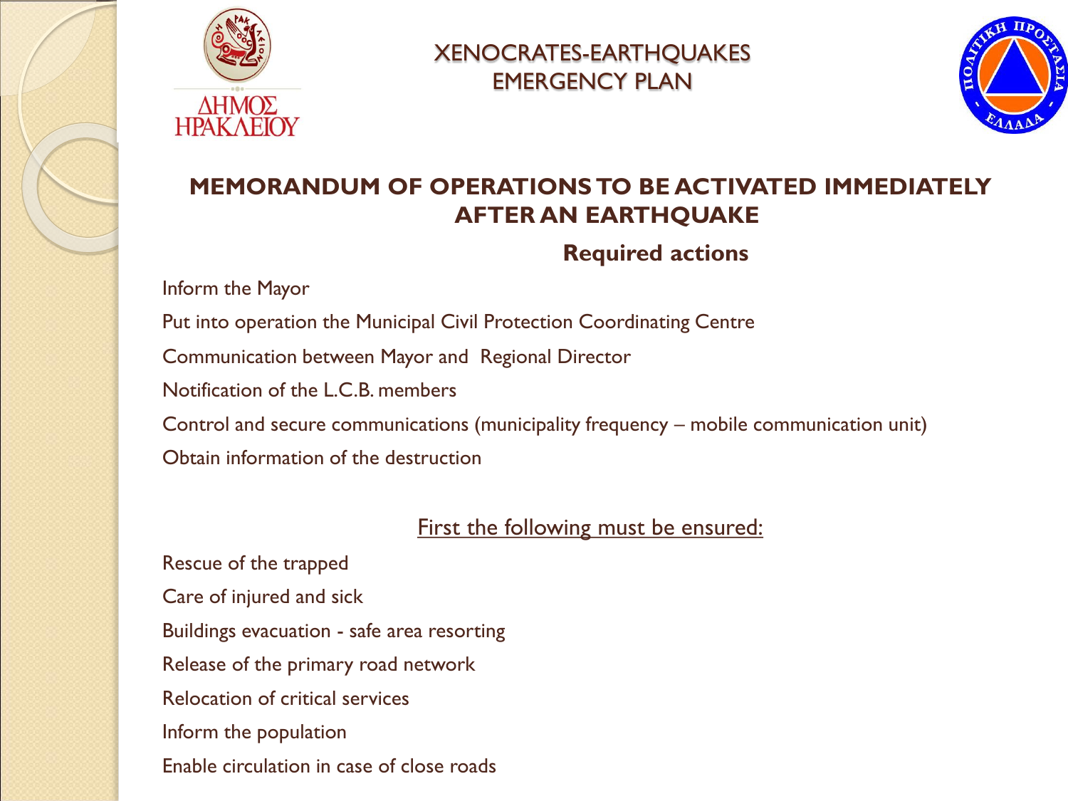# XENOCRATES-EARTHQUAKES EMERGENCY PLAN

## MEMORANDUM OF OPERATIONS TO BE ACTIVATED IMMEDIATELY AFTER AN EARTHQUAKE

### Required actions

Inform the Mayor

Put into operation the Municipal Civil Protection Coordinating Centre

Communication between Mayor and Regional Director

Notification of the L.C.B. members

Control and secure communications (municipality frequency – mobile communication unit)

Obtain information of the destruction

<u>First the following must be ensured:</u>

Rescue of the trapped

Care of injured and sick

Buildings evacuation - safe area resorting

Release of the primary road network

Relocation of critical services

Inform the population

Enable circulation in case of close roads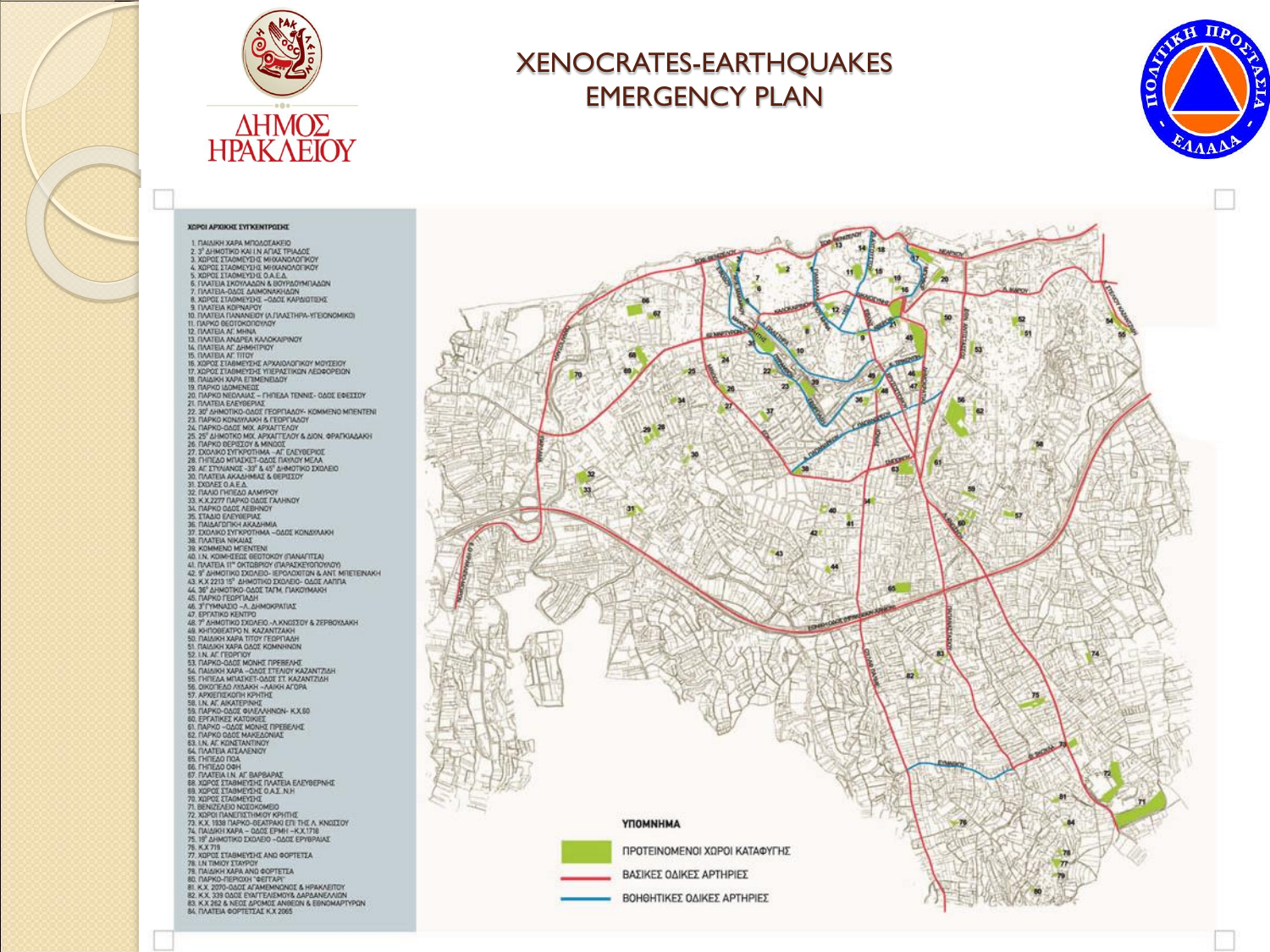# XENOCRATES-EARTHQUAKES EMERGENCY PLAN

ΔΗΜΟΣ ΗΡΑΚΛΕΙΟΥ

### ΧΩΡΟΙ ΑΡΧΙΚΗΣ ΣΥΓΚΕΝΤΡΩΣΗΣ

1. ΠΑΙΔΙΚΗ ΧΑΡΑ ΜΠΟΔΟΣΑΚΕΙΟ
2. 3° ΔΗΜΟΤΙΚΟ ΚΑΙ Ι.Ν ΑΓΙΑΣ ΤΡΙΑΔΟΣ
3. ΧΩΡΟΣ ΣΤΑΘΜΕΥΣΗΣ ΜΗΧΑΝΟΛΟΓΙΚΟΥ
4. ΧΩΡΟΣ ΣΤΑΘΜΕΥΣΗΣ ΜΗΧΑΝΟΛΟΓΙΚΟΥ
5. ΧΩΡΟΣ ΣΤΑΘΜΕΥΣΗΣ Ο.Α.Ε.Δ.
6. ΠΛΑΤΕΙΑ ΣΚΟΥΛΑΔΩΝ & ΒΟΥΡΔΟΥΜΠΑΔΩΝ
7. ΠΛΑΤΕΙΑ-ΟΔΟΣ ΔΑΙΜΟΝΑΚΗΔΩΝ
8. ΧΩΡΟΣ ΣΤΑΘΜΕΥΣΗΣ –ΟΔΟΣ ΚΑΡΔΙΩΤΙΣΗΣ
9. ΠΛΑΤΕΙΑ ΚΟΡΝΑΡΟΥ
10. ΠΛΑΤΕΙΑ ΠΑΝΑΝΕΙΟΥ (Λ.ΠΛΑΣΤΗΡΑ-ΥΓΕΙΟΝΟΜΙΚΟ)
11. ΠΑΡΚΟ ΘΕΟΤΟΚΟΠΟΥΛΟΥ
12. ΠΛΑΤΕΙΑ ΑΓ. ΜΗΝΑ
13. ΠΛΑΤΕΙΑ ΑΝΔΡΕΑ ΚΑΛΟΚΑΙΡΙΝΟΥ
14. ΠΛΑΤΕΙΑ ΑΓ. ΔΗΜΗΤΡΙΟΥ
15. ΠΛΑΤΕΙΑ ΑΓ. ΤΙΤΟΥ
16. ΧΩΡΟΣ ΣΤΑΘΜΕΥΣΗΣ ΑΡΧΑΙΟΛΟΓΙΚΟΥ ΜΟΥΣΕΙΟΥ
17. ΧΩΡΟΣ ΣΤΑΘΜΕΥΣΗΣ ΥΠΕΡΑΣΤΙΚΩΝ ΛΕΩΦΟΡΕΙΩΝ
18. ΠΑΙΔΙΚΗ ΧΑΡΑ ΕΠΙΜΕΝΕΙΔΟΥ
19. ΠΑΡΚΟ ΙΔΟΜΕΝΕΩΣ
20. ΠΑΡΚΟ ΝΕΟΛΑΙΑΣ – ΓΗΠΕΔΑ ΤΕΝΝΙΣ- ΟΔΟΣ ΕΦΕΣΣΟΥ
21. ΠΛΑΤΕΙΑ ΕΛΕΥΘΕΡΙΑΣ
22. 30° ΔΗΜΟΤΙΚΟ-ΟΔΟΣ ΓΕΩΡΓΙΑΔΟΥ- ΚΟΜΜΕΝΟ ΜΠΕΝΤΕΝΙ
23. ΠΑΡΚΟ ΚΟΝΔΥΛΑΚΗ & ΓΕΩΡΓΙΑΔΟΥ
24. ΠΑΡΚΟ-ΟΔΟΣ ΜΙΧ. ΑΡΧΑΓΓΕΛΟΥ
25. 25° ΔΗΜΟΤΙΚΟ ΜΙΧ. ΑΡΧΑΓΓΕΛΟΥ & ΔΙΟΝ. ΦΡΑΓΚΙΑΔΑΚΗ
26. ΠΑΡΚΟ ΘΕΡΙΣΣΟΥ & ΜΙΝΩΟΣ
27. ΣΧΟΛΙΚΟ ΣΥΓΚΡΟΤΗΜΑ –ΑΓ. ΕΛΕΥΘΕΡΙΟΣ
28. ΓΗΠΕΔΟ ΜΠΑΣΚΕΤ-ΟΔΟΣ ΠΑΥΛΟΥ ΜΕΛΑ
29. ΑΓ. ΣΤΥΛΙΑΝΟΣ -33° & 45° ΔΗΜΟΤΙΚΟ ΣΧΟΛΕΙΟ
30. ΠΛΑΤΕΙΑ ΑΚΑΔΗΜΙΑΣ & ΘΕΡΙΣΣΟΥ
31. ΣΧΟΛΕΣ Ο.Α.Ε.Δ.
32. ΠΑΛΙΟ ΓΗΠΕΔΟ ΑΛΜΥΡΟΥ
33. Κ.Χ.2277 ΠΑΡΚΟ ΟΔΟΣ ΓΑΛΗΝΟΥ
34. ΠΑΡΚΟ ΟΔΟΣ ΛΕΒΗΝΟΥ
35. ΣΤΑΔΙΟ ΕΛΕΥΘΕΡΙΑΣ
36. ΠΑΙΔΑΓΩΓΙΚΗ ΑΚΑΔΗΜΙΑ
37. ΣΧΟΛΙΚΟ ΣΥΓΚΡΟΤΗΜΑ –ΟΔΟΣ ΚΟΝΔΥΛΑΚΗ
38. ΠΛΑΤΕΙΑ ΝΙΚΑΙΑΣ
39. ΚΟΜΜΕΝΟ ΜΠΕΝΤΕΝΙ
40. Ι.Ν. ΚΟΙΜΗΣΕΩΣ ΘΕΟΤΟΚΟΥ (ΠΑΝΑΓΙΤΣΑ)
41. ΠΛΑΤΕΙΑ 11ης ΟΚΤΩΒΡΙΟΥ (ΠΑΡΑΣΚΕΥΟΠΟΥΛΟΥ)
42. 9° ΔΗΜΟΤΙΚΟ ΣΧΟΛΕΙΟ- ΙΕΡΟΛΟΧΙΤΩΝ & ΑΝΤ. ΜΠΕΤΕΙΝΑΚΗ
43. Κ.Χ 2213 15° ΔΗΜΟΤΙΚΟ ΣΧΟΛΕΙΟ- ΟΔΟΣ ΛΑΠΠΑ
44. 36° ΔΗΜΟΤΙΚΟ-ΟΔΟΣ ΤΑΓΜ. ΠΑΚΟΥΜΑΚΗ
45. ΠΑΡΚΟ ΓΕΩΡΓΙΑΔΗ
46. 3° ΓΥΜΝΑΣΙΟ –Λ. ΔΗΜΟΚΡΑΤΙΑΣ
47. ΕΡΓΑΤΙΚΟ ΚΕΝΤΡΟ
48. 7° ΔΗΜΟΤΙΚΟ ΣΧΟΛΕΙΟ –Λ.ΚΝΩΣΣΟΥ & ΖΕΡΒΟΥΔΑΚΗ
49. ΚΗΠΟΘΕΑΤΡΟ Ν. ΚΑΖΑΝΤΖΑΚΗ
50. ΠΑΙΔΙΚΗ ΧΑΡΑ ΤΙΤΟΥ ΓΕΩΡΓΙΑΔΗ
51. ΠΑΙΔΙΚΗ ΧΑΡΑ ΟΔΟΣ ΚΟΜΝΗΝΩΝ
52. Ι.Ν. ΑΓ. ΓΕΩΡΓΙΟΥ
53. ΠΑΡΚΟ-ΟΔΟΣ ΜΟΝΗΣ ΠΡΕΒΕΛΗΣ
54. ΠΑΙΔΙΚΗ ΧΑΡΑ –ΟΔΟΣ ΣΤΕΛΙΟΥ ΚΑΖΑΝΤΖΙΔΗ
55. ΓΗΠΕΔΑ ΜΠΑΣΚΕΤ-ΟΔΟΣ ΣΤ. ΚΑΖΑΝΤΖΙΔΗ
56. ΟΙΚΟΠΕΔΟ ΛΥΔΑΚΗ –ΛΑΙΚΗ ΑΓΟΡΑ
57. ΑΡΧΙΕΠΙΣΚΟΠΗ ΚΡΗΤΗΣ
58. Ι.Ν. ΑΓ. ΑΙΚΑΤΕΡΙΝΗΣ
59. ΠΑΡΚΟ-ΟΔΟΣ ΦΙΛΕΛΛΗΝΩΝ- Κ.Χ.60
60. ΕΡΓΑΤΙΚΕΣ ΚΑΤΟΙΚΙΕΣ
61. ΠΑΡΚΟ –ΟΔΟΣ ΜΟΝΗΣ ΠΡΕΒΕΛΗΣ
62. ΠΑΡΚΟ ΟΔΟΣ ΜΑΚΕΔΟΝΙΑΣ
63. Ι.Ν. ΑΓ. ΚΩΝΣΤΑΝΤΙΝΟΥ
64. ΠΛΑΤΕΙΑ ΑΤΣΑΛΕΝΙΟΥ
65. ΓΗΠΕΔΟ ΠΟΑ
66. ΓΗΠΕΔΟ ΟΦΗ
67. ΠΛΑΤΕΙΑ Ι.Ν. ΑΓ. ΒΑΡΒΑΡΑΣ
68. ΧΩΡΟΣ ΣΤΑΘΜΕΥΣΗΣ ΠΛΑΤΕΙΑ ΕΛΕΥΘΕΡΝΗΣ
69. ΧΩΡΟΣ ΣΤΑΘΜΕΥΣΗΣ Ο.Α.Σ. Ν.Η
70. ΧΩΡΟΣ ΣΤΑΘΜΕΥΣΗΣ
71. ΒΕΝΙΖΕΛΕΙΟ ΝΟΣΟΚΟΜΕΙΟ
72. ΧΩΡΟΙ ΠΑΝΕΠΙΣΤΗΜΙΟΥ ΚΡΗΤΗΣ
73. Κ.Χ. 1938 ΠΑΡΚΟ-ΘΕΑΤΡΑΚΙ ΕΠΙ ΤΗΣ Λ. ΚΝΩΣΣΟΥ
74. ΠΑΙΔΙΚΗ ΧΑΡΑ – ΟΔΟΣ ΕΡΜΗ –Κ.Χ.1718
75. 19° ΔΗΜΟΤΙΚΟ ΣΧΟΛΕΙΟ –ΟΔΟΣ ΕΡΥΘΡΑΙΑΣ
76. Κ.Χ 719
77. ΧΩΡΟΣ ΣΤΑΘΜΕΥΣΗΣ ΑΝΩ ΦΟΡΤΕΤΣΑ
78. Ι.Ν ΤΙΜΙΟΥ ΣΤΑΥΡΟΥ
79. ΠΑΙΔΙΚΗ ΧΑΡΑ ΑΝΩ ΦΟΡΤΕΤΣΑ
80. ΠΑΡΚΟ-ΠΕΡΙΟΧΗ "ΦΕΤΓΑΡΙ"
81. Κ.Χ. 2070-ΟΔΟΣ ΑΓΑΜΕΜΝΟΝΟΣ & ΗΡΑΚΛΕΙΤΟΥ
82. Κ.Χ. 339 ΟΔΟΣ ΕΥΑΓΓΕΛΙΣΜΟΥ & ΔΑΡΔΑΝΕΛΛΙΩΝ
83. Κ.Χ 262 & ΝΕΟΣ ΔΡΟΜΟΣ ΑΝΘΕΩΝ & ΕΘΝΟΜΑΡΤΥΡΩΝ
84. ΠΛΑΤΕΙΑ ΦΟΡΤΕΤΣΑΣ Κ.Χ 2065

### ΥΠΟΜΝΗΜΑ

- ΠΡΟΤΕΙΝΟΜΕΝΟΙ ΧΩΡΟΙ ΚΑΤΑΦΥΓΗΣ
- ΒΑΣΙΚΕΣ ΟΔΙΚΕΣ ΑΡΤΗΡΙΕΣ
- ΒΟΗΘΗΤΙΚΕΣ ΟΔΙΚΕΣ ΑΡΤΗΡΙΕΣ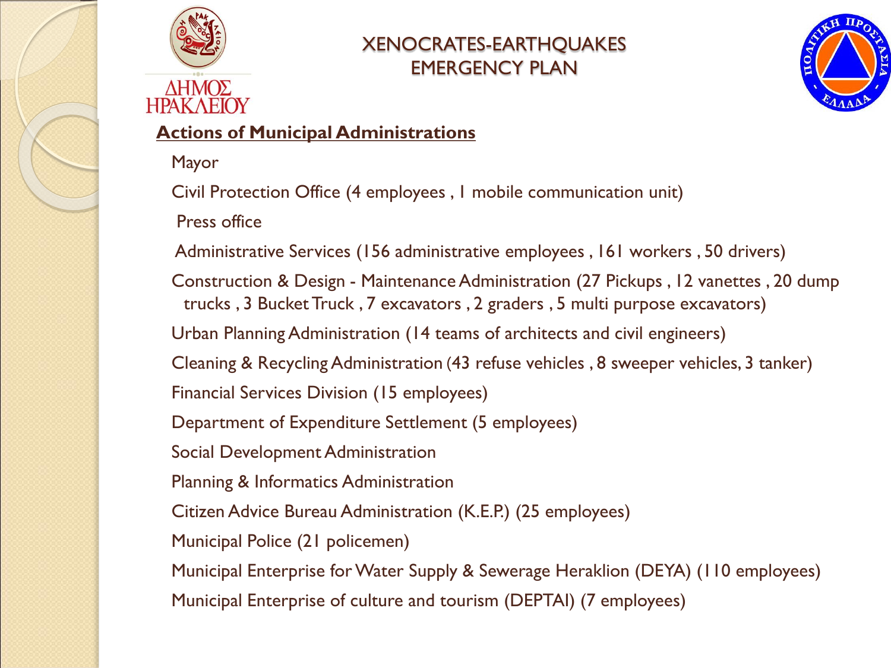# XENOCRATES-EARTHQUAKES EMERGENCY PLAN

## Actions of Municipal Administrations

- Mayor
- Civil Protection Office (4 employees , 1 mobile communication unit)
- Press office
- Administrative Services (156 administrative employees , 161 workers , 50 drivers)
- Construction & Design - Maintenance Administration (27 Pickups , 12 vanettes , 20 dump trucks , 3 Bucket Truck , 7 excavators , 2 graders , 5 multi purpose excavators)
- Urban Planning Administration (14 teams of architects and civil engineers)
- Cleaning & Recycling Administration (43 refuse vehicles , 8 sweeper vehicles, 3 tanker)
- Financial Services Division (15 employees)
- Department of Expenditure Settlement (5 employees)
- Social Development Administration
- Planning & Informatics Administration
- Citizen Advice Bureau Administration (K.E.P.) (25 employees)
- Municipal Police (21 policemen)
- Municipal Enterprise for Water Supply & Sewerage Heraklion (DEYA) (110 employees)
- Municipal Enterprise of culture and tourism (DEPTAI) (7 employees)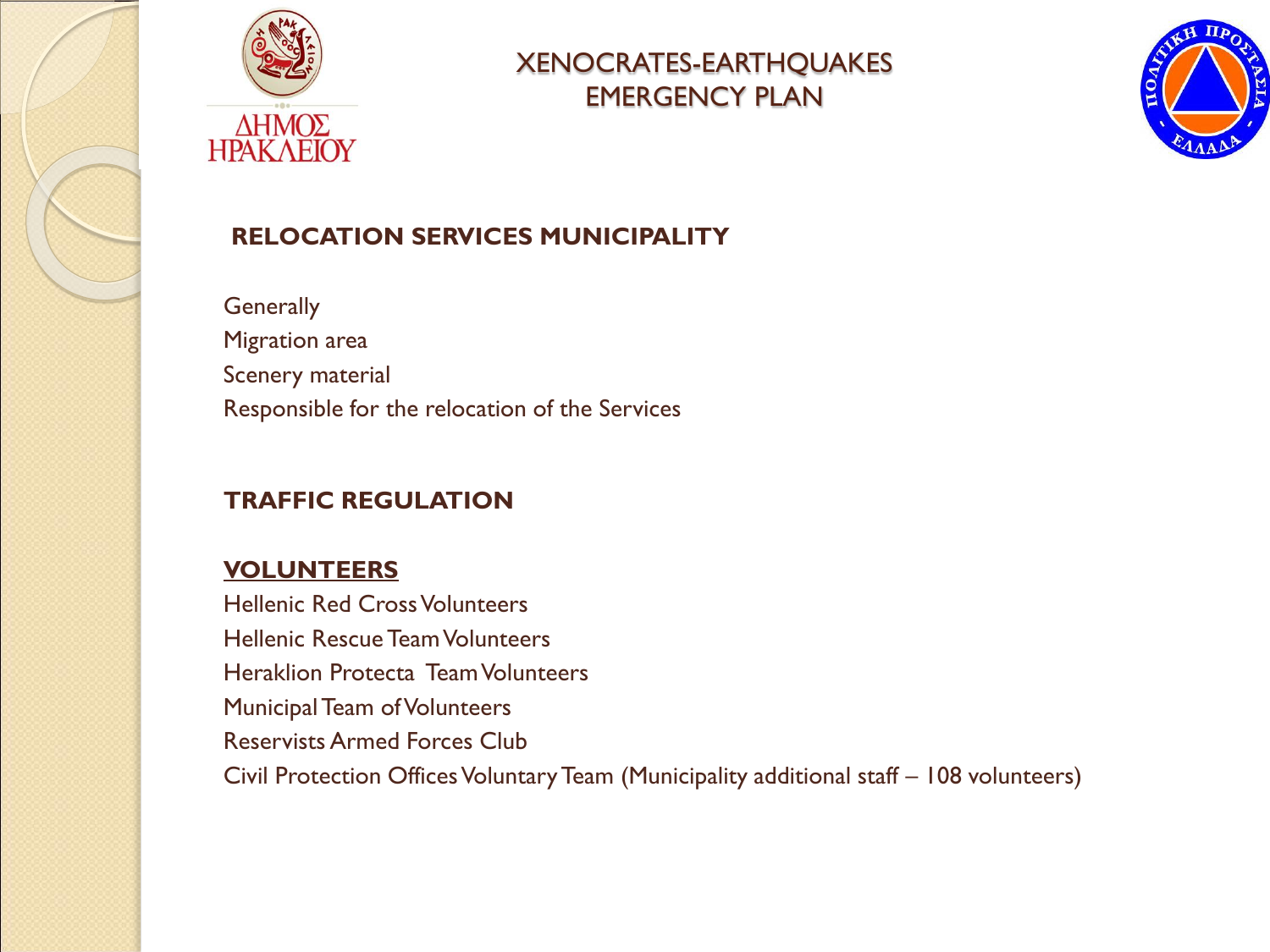# XENOCRATES-EARTHQUAKES EMERGENCY PLAN

## RELOCATION SERVICES MUNICIPALITY

Generally
Migration area
Scenery material
Responsible for the relocation of the Services

## TRAFFIC REGULATION

## VOLUNTEERS

Hellenic Red Cross Volunteers
Hellenic Rescue Team Volunteers
Heraklion Protecta Team Volunteers
Municipal Team of Volunteers
Reservists Armed Forces Club
Civil Protection Offices Voluntary Team (Municipality additional staff – 108 volunteers)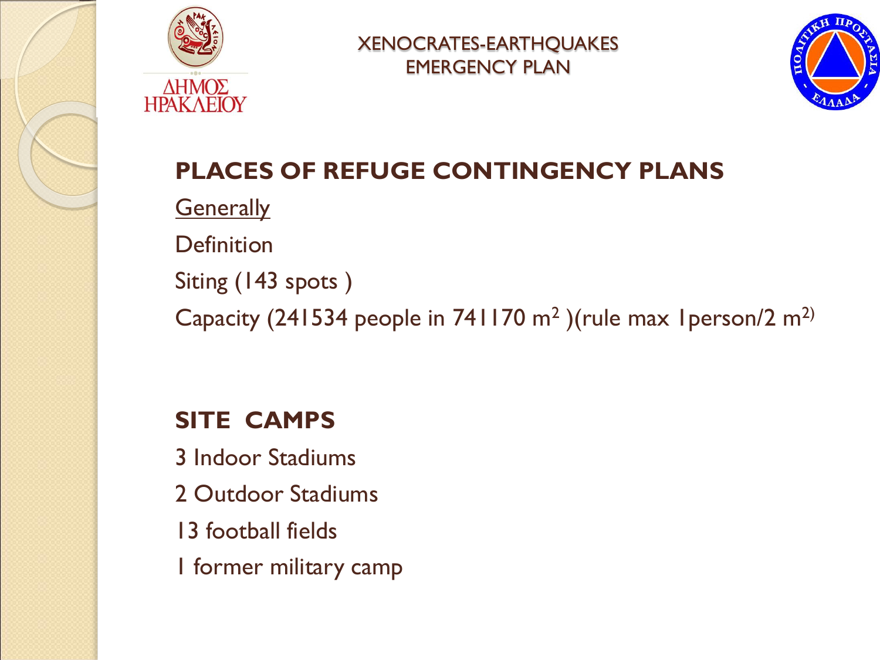XENOCRATES-EARTHQUAKES
EMERGENCY PLAN

## PLACES OF REFUGE CONTINGENCY PLANS

<u>Generally</u>

Definition

Siting (143 spots )

Capacity (241534 people in 741170 $m^2$ )(rule max 1person/2 $m^2$)

## SITE CAMPS

3 Indoor Stadiums

2 Outdoor Stadiums

13 football fields

1 former military camp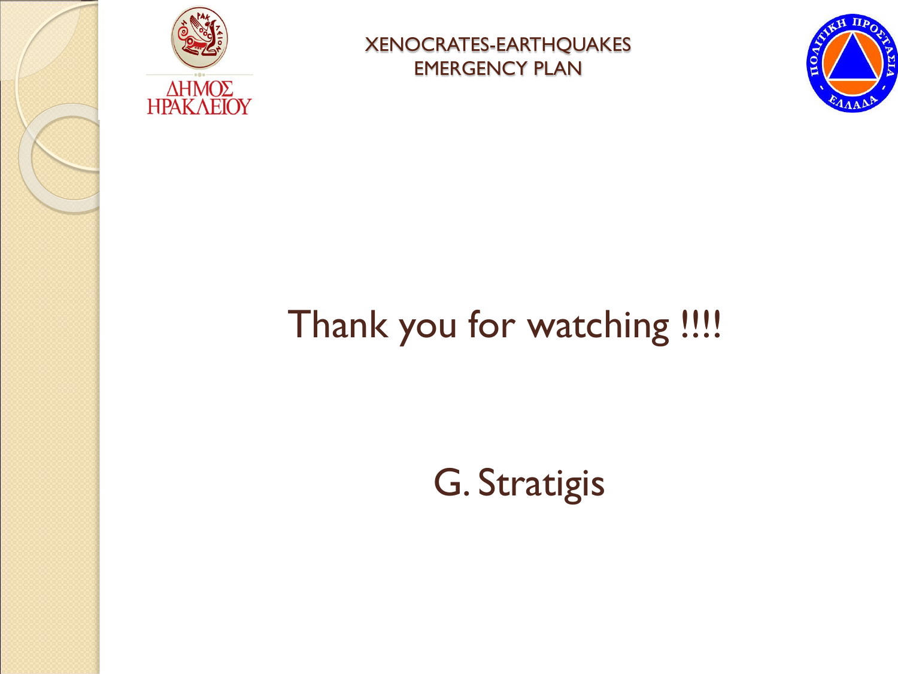XENOCRATES-EARTHQUAKES
EMERGENCY PLAN

Thank you for watching !!!!

G. Stratigis